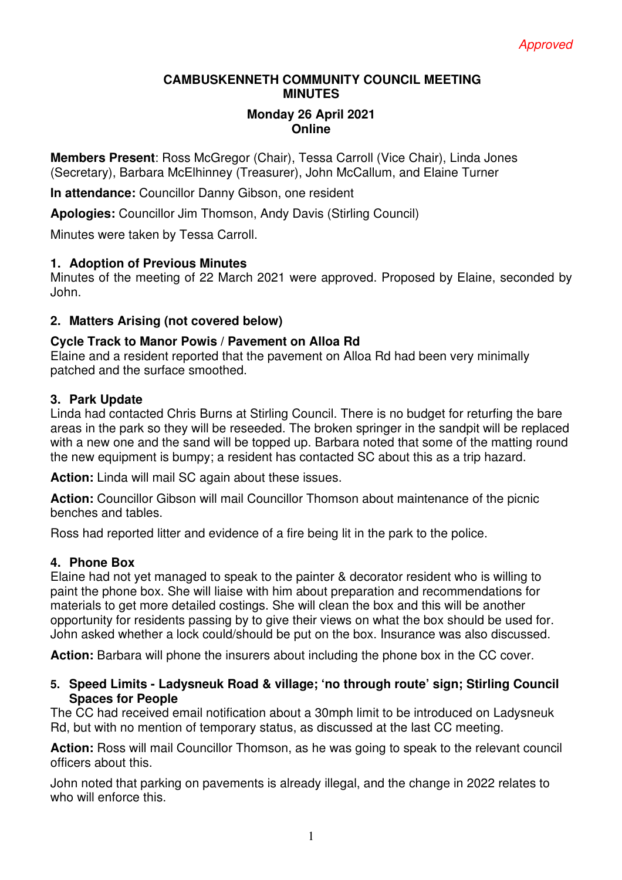*Approved*

# CAMBUSKENNETH COMMUNITY COUNCIL MEETING MINUTES

## Monday 26 April 2021
## Online

**Members Present**: Ross McGregor (Chair), Tessa Carroll (Vice Chair), Linda Jones (Secretary), Barbara McElhinney (Treasurer), John McCallum, and Elaine Turner

**In attendance:** Councillor Danny Gibson, one resident

**Apologies:** Councillor Jim Thomson, Andy Davis (Stirling Council)

Minutes were taken by Tessa Carroll.

### 1. Adoption of Previous Minutes

Minutes of the meeting of 22 March 2021 were approved. Proposed by Elaine, seconded by John.

### 2. Matters Arising (not covered below)

**Cycle Track to Manor Powis / Pavement on Alloa Rd**

Elaine and a resident reported that the pavement on Alloa Rd had been very minimally patched and the surface smoothed.

### 3. Park Update

Linda had contacted Chris Burns at Stirling Council. There is no budget for returfing the bare areas in the park so they will be reseeded. The broken springer in the sandpit will be replaced with a new one and the sand will be topped up. Barbara noted that some of the matting round the new equipment is bumpy; a resident has contacted SC about this as a trip hazard.

**Action:** Linda will mail SC again about these issues.

**Action:** Councillor Gibson will mail Councillor Thomson about maintenance of the picnic benches and tables.

Ross had reported litter and evidence of a fire being lit in the park to the police.

### 4. Phone Box

Elaine had not yet managed to speak to the painter & decorator resident who is willing to paint the phone box. She will liaise with him about preparation and recommendations for materials to get more detailed costings. She will clean the box and this will be another opportunity for residents passing by to give their views on what the box should be used for. John asked whether a lock could/should be put on the box. Insurance was also discussed.

**Action:** Barbara will phone the insurers about including the phone box in the CC cover.

### 5. Speed Limits - Ladysneuk Road & village; 'no through route' sign; Stirling Council Spaces for People

The CC had received email notification about a 30mph limit to be introduced on Ladysneuk Rd, but with no mention of temporary status, as discussed at the last CC meeting.

**Action:** Ross will mail Councillor Thomson, as he was going to speak to the relevant council officers about this.

John noted that parking on pavements is already illegal, and the change in 2022 relates to who will enforce this.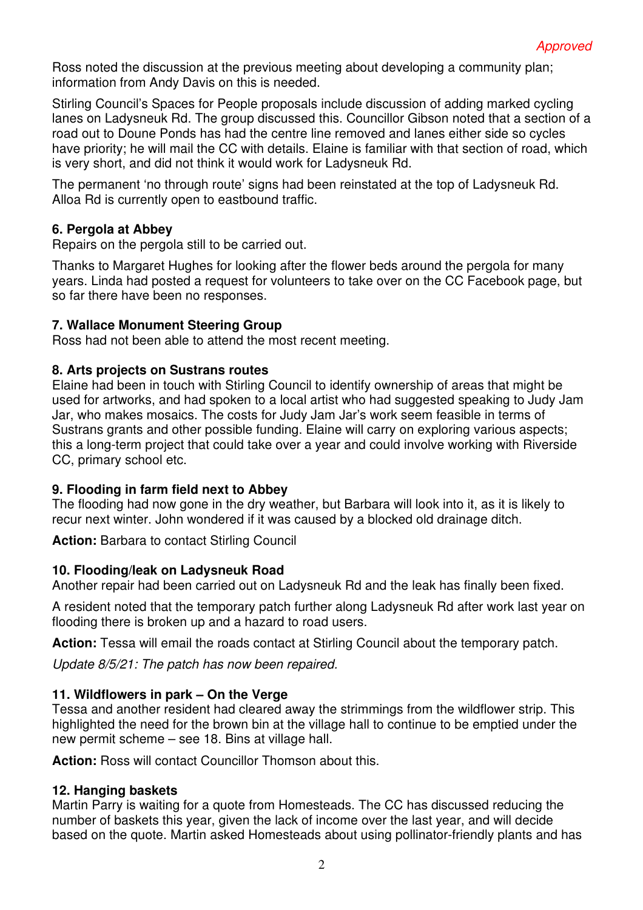*Approved*

Ross noted the discussion at the previous meeting about developing a community plan; information from Andy Davis on this is needed.

Stirling Council's Spaces for People proposals include discussion of adding marked cycling lanes on Ladysneuk Rd. The group discussed this. Councillor Gibson noted that a section of a road out to Doune Ponds has had the centre line removed and lanes either side so cycles have priority; he will mail the CC with details. Elaine is familiar with that section of road, which is very short, and did not think it would work for Ladysneuk Rd.

The permanent 'no through route' signs had been reinstated at the top of Ladysneuk Rd. Alloa Rd is currently open to eastbound traffic.

**6. Pergola at Abbey**

Repairs on the pergola still to be carried out.

Thanks to Margaret Hughes for looking after the flower beds around the pergola for many years. Linda had posted a request for volunteers to take over on the CC Facebook page, but so far there have been no responses.

**7. Wallace Monument Steering Group**

Ross had not been able to attend the most recent meeting.

**8. Arts projects on Sustrans routes**

Elaine had been in touch with Stirling Council to identify ownership of areas that might be used for artworks, and had spoken to a local artist who had suggested speaking to Judy Jam Jar, who makes mosaics. The costs for Judy Jam Jar's work seem feasible in terms of Sustrans grants and other possible funding. Elaine will carry on exploring various aspects; this a long-term project that could take over a year and could involve working with Riverside CC, primary school etc.

**9. Flooding in farm field next to Abbey**

The flooding had now gone in the dry weather, but Barbara will look into it, as it is likely to recur next winter. John wondered if it was caused by a blocked old drainage ditch.

**Action:** Barbara to contact Stirling Council

**10. Flooding/leak on Ladysneuk Road**

Another repair had been carried out on Ladysneuk Rd and the leak has finally been fixed.

A resident noted that the temporary patch further along Ladysneuk Rd after work last year on flooding there is broken up and a hazard to road users.

**Action:** Tessa will email the roads contact at Stirling Council about the temporary patch.

*Update 8/5/21: The patch has now been repaired.*

**11. Wildflowers in park – On the Verge**

Tessa and another resident had cleared away the strimmings from the wildflower strip. This highlighted the need for the brown bin at the village hall to continue to be emptied under the new permit scheme – see 18. Bins at village hall.

**Action:** Ross will contact Councillor Thomson about this.

**12. Hanging baskets**

Martin Parry is waiting for a quote from Homesteads. The CC has discussed reducing the number of baskets this year, given the lack of income over the last year, and will decide based on the quote. Martin asked Homesteads about using pollinator-friendly plants and has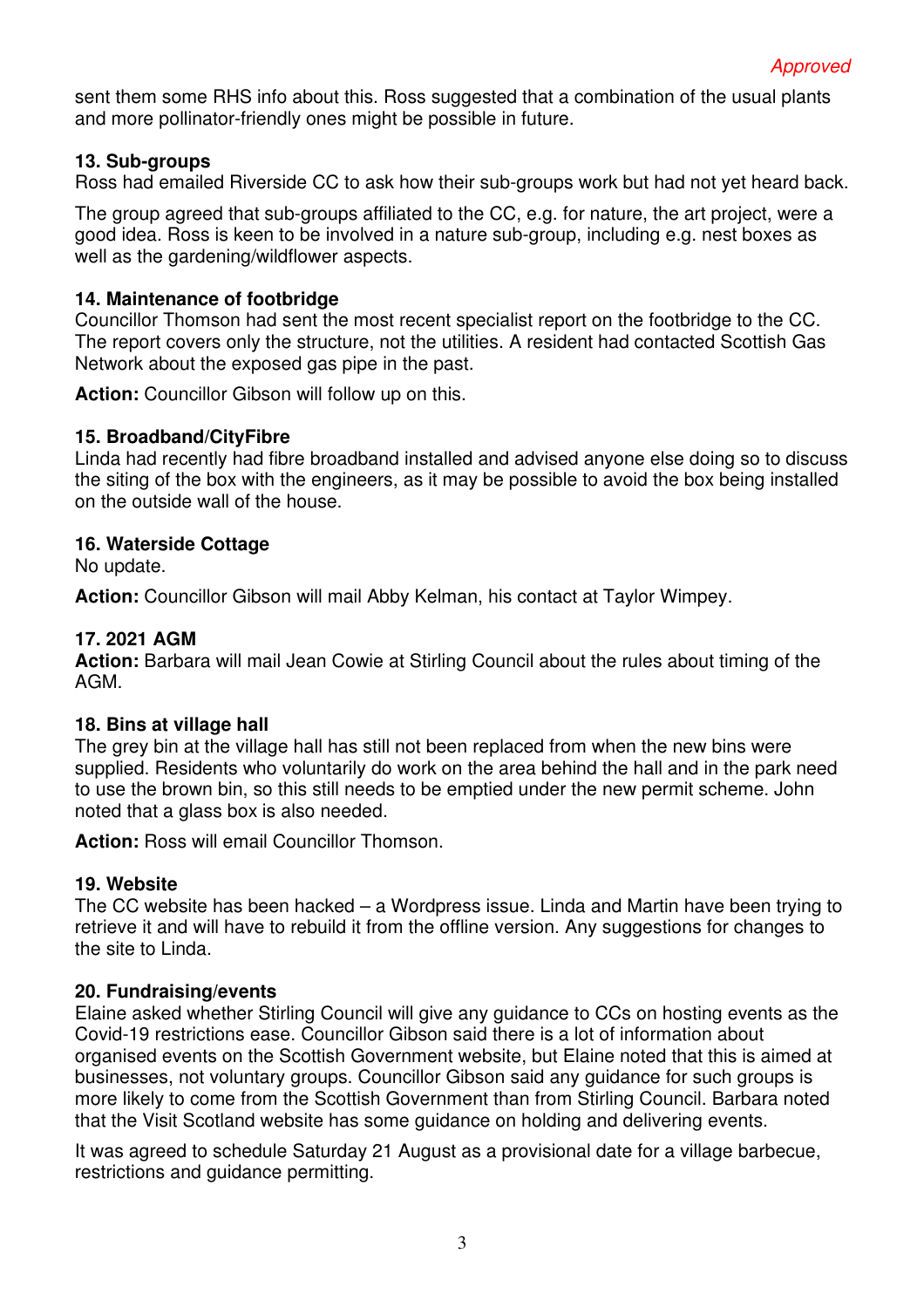*Approved*

sent them some RHS info about this. Ross suggested that a combination of the usual plants and more pollinator-friendly ones might be possible in future.

**13. Sub-groups**
Ross had emailed Riverside CC to ask how their sub-groups work but had not yet heard back.

The group agreed that sub-groups affiliated to the CC, e.g. for nature, the art project, were a good idea. Ross is keen to be involved in a nature sub-group, including e.g. nest boxes as well as the gardening/wildflower aspects.

**14. Maintenance of footbridge**
Councillor Thomson had sent the most recent specialist report on the footbridge to the CC. The report covers only the structure, not the utilities. A resident had contacted Scottish Gas Network about the exposed gas pipe in the past.

**Action:** Councillor Gibson will follow up on this.

**15. Broadband/CityFibre**
Linda had recently had fibre broadband installed and advised anyone else doing so to discuss the siting of the box with the engineers, as it may be possible to avoid the box being installed on the outside wall of the house.

**16. Waterside Cottage**
No update.

**Action:** Councillor Gibson will mail Abby Kelman, his contact at Taylor Wimpey.

**17. 2021 AGM**
**Action:** Barbara will mail Jean Cowie at Stirling Council about the rules about timing of the AGM.

**18. Bins at village hall**
The grey bin at the village hall has still not been replaced from when the new bins were supplied. Residents who voluntarily do work on the area behind the hall and in the park need to use the brown bin, so this still needs to be emptied under the new permit scheme. John noted that a glass box is also needed.

**Action:** Ross will email Councillor Thomson.

**19. Website**
The CC website has been hacked – a Wordpress issue. Linda and Martin have been trying to retrieve it and will have to rebuild it from the offline version. Any suggestions for changes to the site to Linda.

**20. Fundraising/events**
Elaine asked whether Stirling Council will give any guidance to CCs on hosting events as the Covid-19 restrictions ease. Councillor Gibson said there is a lot of information about organised events on the Scottish Government website, but Elaine noted that this is aimed at businesses, not voluntary groups. Councillor Gibson said any guidance for such groups is more likely to come from the Scottish Government than from Stirling Council. Barbara noted that the Visit Scotland website has some guidance on holding and delivering events.

It was agreed to schedule Saturday 21 August as a provisional date for a village barbecue, restrictions and guidance permitting.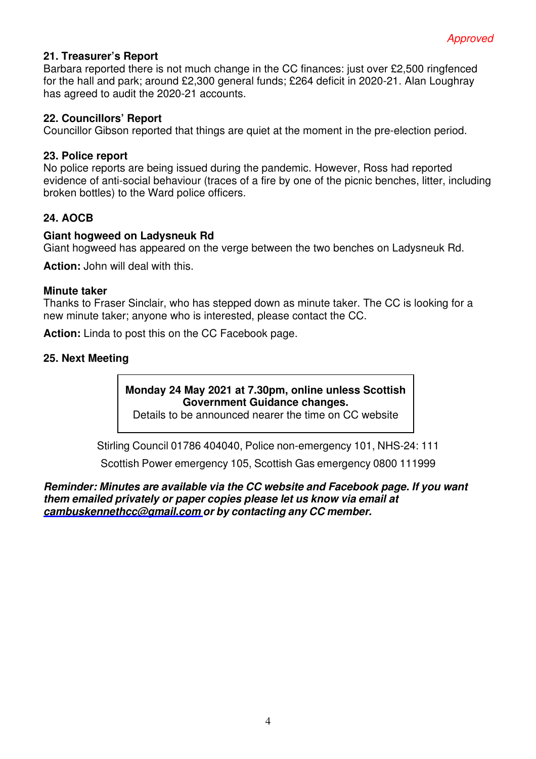*Approved*

### 21. Treasurer's Report

Barbara reported there is not much change in the CC finances: just over £2,500 ringfenced for the hall and park; around £2,300 general funds; £264 deficit in 2020-21. Alan Loughray has agreed to audit the 2020-21 accounts.

### 22. Councillors' Report

Councillor Gibson reported that things are quiet at the moment in the pre-election period.

### 23. Police report

No police reports are being issued during the pandemic. However, Ross had reported evidence of anti-social behaviour (traces of a fire by one of the picnic benches, litter, including broken bottles) to the Ward police officers.

### 24. AOCB

**Giant hogweed on Ladysneuk Rd**

Giant hogweed has appeared on the verge between the two benches on Ladysneuk Rd.

**Action:** John will deal with this.

**Minute taker**

Thanks to Fraser Sinclair, who has stepped down as minute taker. The CC is looking for a new minute taker; anyone who is interested, please contact the CC.

**Action:** Linda to post this on the CC Facebook page.

### 25. Next Meeting

**Monday 24 May 2021 at 7.30pm, online unless Scottish Government Guidance changes.**
Details to be announced nearer the time on CC website

Stirling Council 01786 404040, Police non-emergency 101, NHS-24: 111

Scottish Power emergency 105, Scottish Gas emergency 0800 111999

***Reminder: Minutes are available via the CC website and Facebook page. If you want them emailed privately or paper copies please let us know via email at cambuskennethcc@gmail.com or by contacting any CC member.***